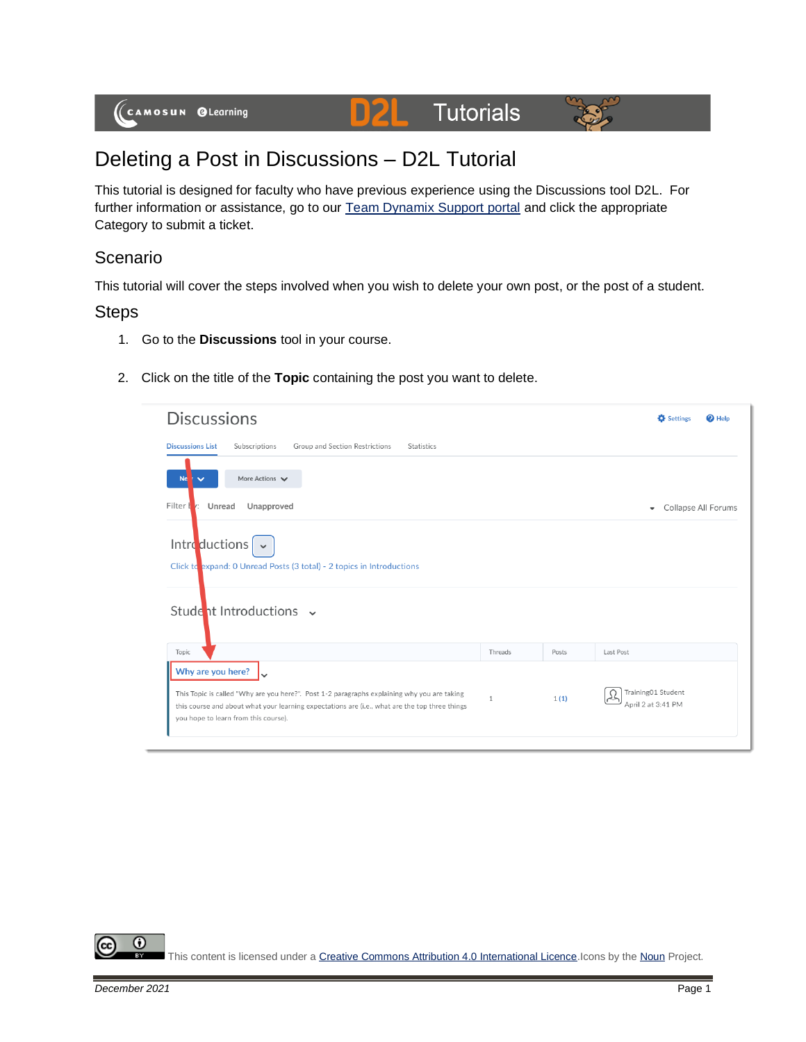# Deleting a Post in Discussions – D2L Tutorial

This tutorial is designed for faculty who have previous experience using the Discussions tool D2L. For further information or assistance, go to our Team Dynamix Support portal and click the appropriate Category to submit a ticket.

## Scenario

This tutorial will cover the steps involved when you wish to delete your own post, or the post of a student.

## Steps

1. Go to the **Discussions** tool in your course.
2. Click on the title of the **Topic** containing the post you want to delete.

This content is licensed under a Creative Commons Attribution 4.0 International Licence. Icons by the Noun Project.

*December 2021*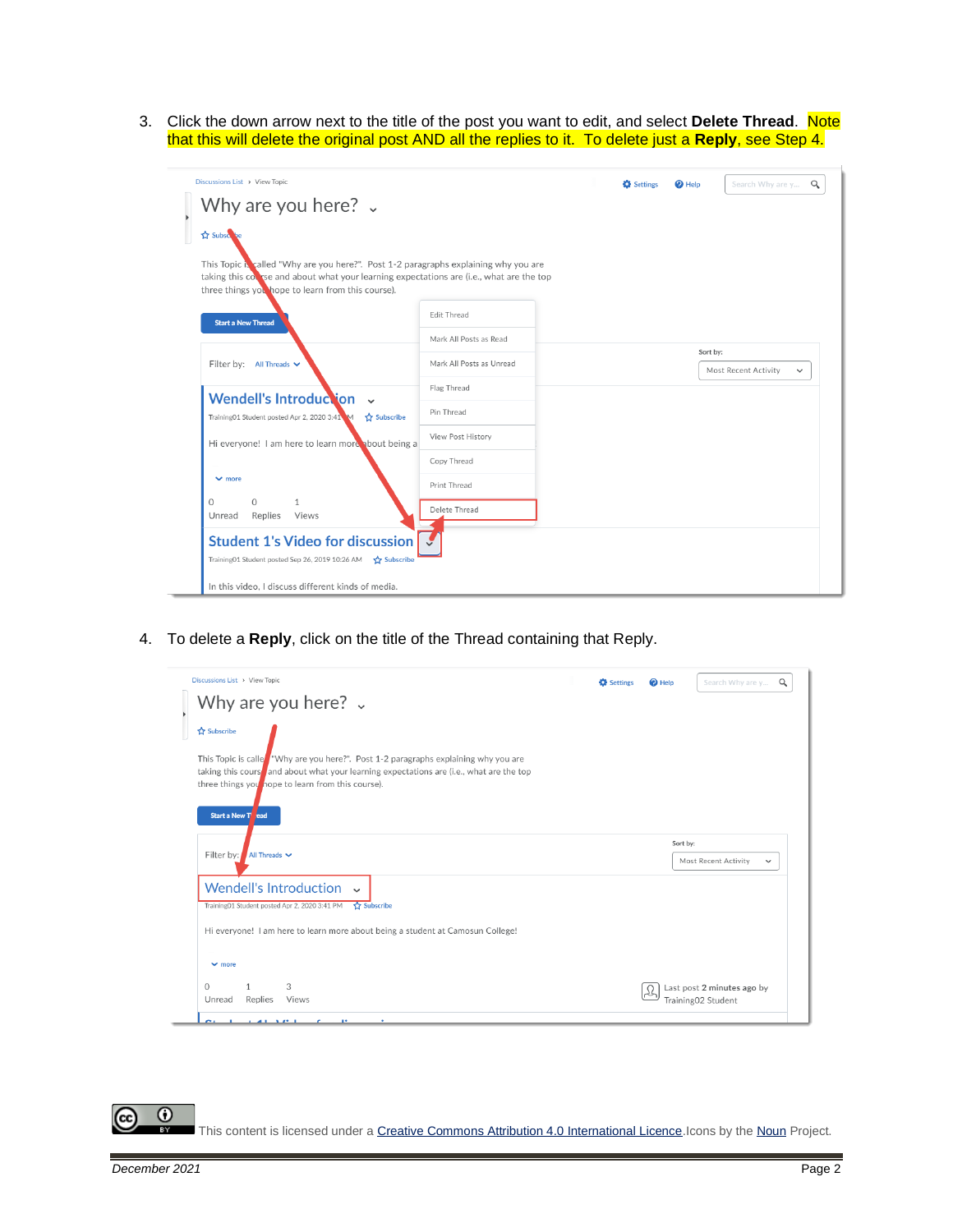3. Click the down arrow next to the title of the post you want to edit, and select **Delete Thread**. Note that this will delete the original post AND all the replies to it. To delete just a **Reply**, see Step 4.

4. To delete a **Reply**, click on the title of the Thread containing that Reply.

This content is licensed under a Creative Commons Attribution 4.0 International Licence. Icons by the Noun Project.

December 2021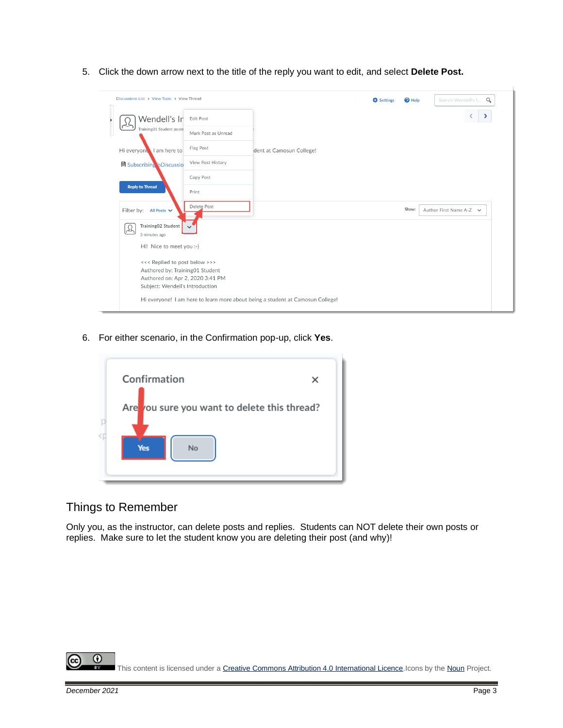5. Click the down arrow next to the title of the reply you want to edit, and select **Delete Post.**

6. For either scenario, in the Confirmation pop-up, click **Yes**.

## Things to Remember

Only you, as the instructor, can delete posts and replies. Students can NOT delete their own posts or replies. Make sure to let the student know you are deleting their post (and why)!

This content is licensed under a Creative Commons Attribution 4.0 International Licence. Icons by the Noun Project.

*December 2021*